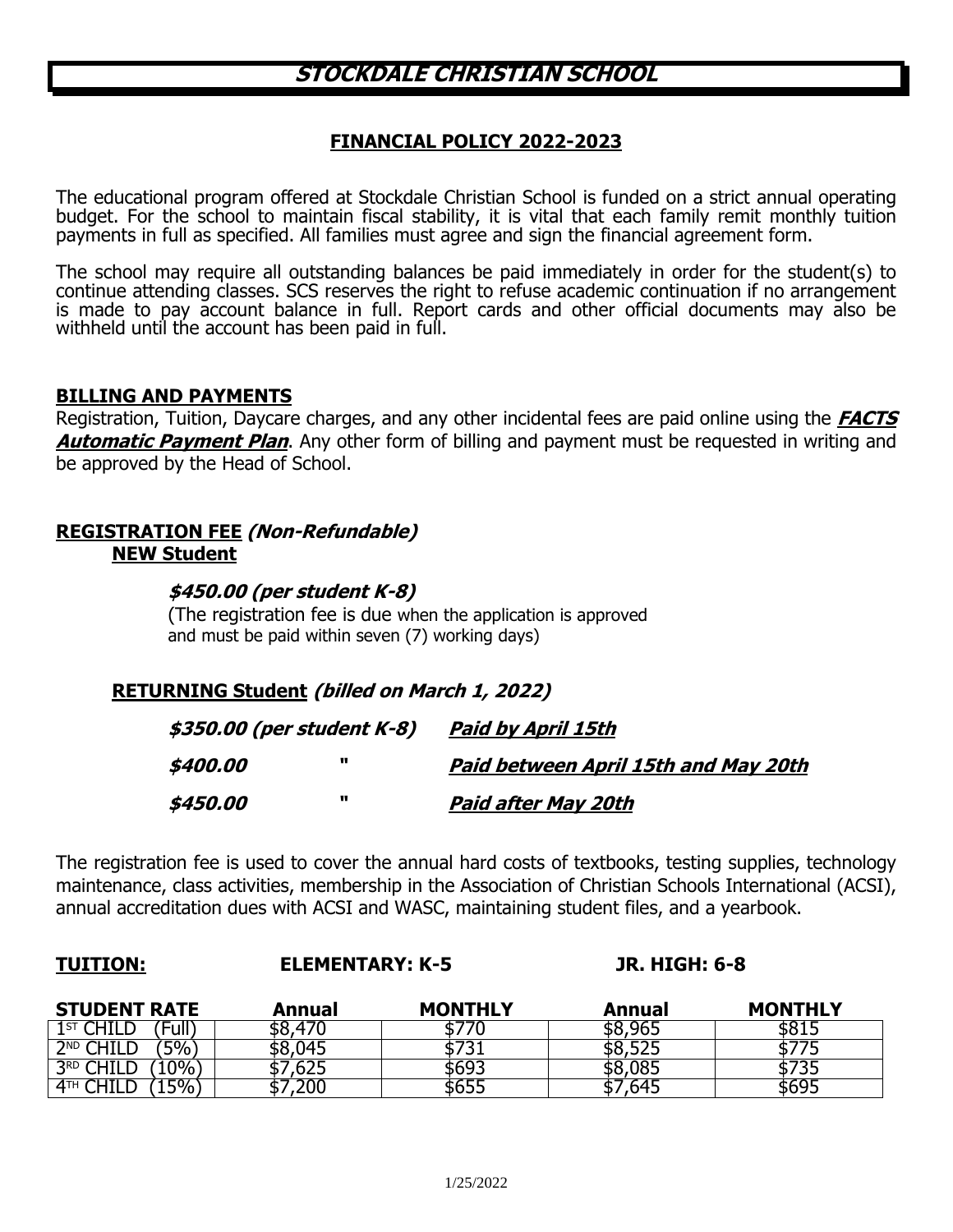# STOCKDALE CHRISTIAN SCHOOL

## FINANCIAL POLICY 2022-2023

The educational program offered at Stockdale Christian School is funded on a strict annual operating budget. For the school to maintain fiscal stability, it is vital that each family remit monthly tuition payments in full as specified. All families must agree and sign the financial agreement form.

The school may require all outstanding balances be paid immediately in order for the student(s) to continue attending classes. SCS reserves the right to refuse academic continuation if no arrangement is made to pay account balance in full. Report cards and other official documents may also be withheld until the account has been paid in full.

### BILLING AND PAYMENTS

Registration, Tuition, Daycare charges, and any other incidental fees are paid online using the ***FACTS Automatic Payment Plan***. Any other form of billing and payment must be requested in writing and be approved by the Head of School.

### REGISTRATION FEE *(Non-Refundable)*

**NEW Student**

***$450.00 (per student K-8)***

(The registration fee is due when the application is approved and must be paid within seven (7) working days)

**RETURNING Student** ***(billed on March 1, 2022)***

| | | |
|---|---|---|
| ***$350.00 (per student K-8)*** | | ***Paid by April 15th*** |
| ***$400.00*** | " | ***Paid between April 15th and May 20th*** |
| ***$450.00*** | " | ***Paid after May 20th*** |

The registration fee is used to cover the annual hard costs of textbooks, testing supplies, technology maintenance, class activities, membership in the Association of Christian Schools International (ACSI), annual accreditation dues with ACSI and WASC, maintaining student files, and a yearbook.

### TUITION:

| STUDENT RATE | ELEMENTARY: K-5 Annual | MONTHLY | JR. HIGH: 6-8 Annual | MONTHLY |
|---|---|---|---|---|
| 1ST CHILD (Full) | $8,470 | $770 | $8,965 | $815 |
| 2ND CHILD (5%) | $8,045 | $731 | $8,525 | $775 |
| 3RD CHILD (10%) | $7,625 | $693 | $8,085 | $735 |
| 4TH CHILD (15%) | $7,200 | $655 | $7,645 | $695 |

1/25/2022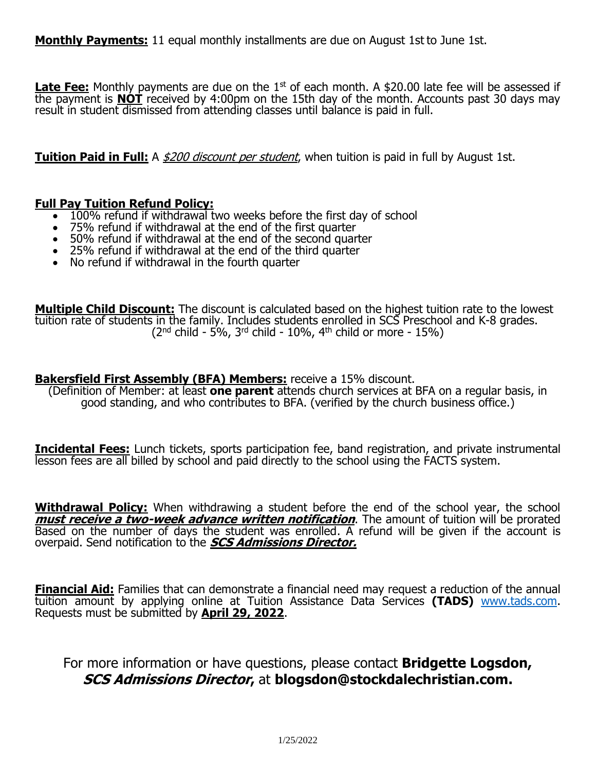**Monthly Payments:** 11 equal monthly installments are due on August 1st to June 1st.

**Late Fee:** Monthly payments are due on the 1st of each month. A $20.00 late fee will be assessed if the payment is **NOT** received by 4:00pm on the 15th day of the month. Accounts past 30 days may result in student dismissed from attending classes until balance is paid in full.

**Tuition Paid in Full:** A *$200 discount per student*, when tuition is paid in full by August 1st.

**Full Pay Tuition Refund Policy:**

- 100% refund if withdrawal two weeks before the first day of school
- 75% refund if withdrawal at the end of the first quarter
- 50% refund if withdrawal at the end of the second quarter
- 25% refund if withdrawal at the end of the third quarter
- No refund if withdrawal in the fourth quarter

**Multiple Child Discount:** The discount is calculated based on the highest tuition rate to the lowest tuition rate of students in the family. Includes students enrolled in SCS Preschool and K-8 grades. (2nd child - 5%, 3rd child - 10%, 4th child or more - 15%)

**Bakersfield First Assembly (BFA) Members:** receive a 15% discount.
(Definition of Member: at least **one parent** attends church services at BFA on a regular basis, in good standing, and who contributes to BFA. (verified by the church business office.)

**Incidental Fees:** Lunch tickets, sports participation fee, band registration, and private instrumental lesson fees are all billed by school and paid directly to the school using the FACTS system.

**Withdrawal Policy:** When withdrawing a student before the end of the school year, the school ***must receive a two-week advance written notification***. The amount of tuition will be prorated Based on the number of days the student was enrolled. A refund will be given if the account is overpaid. Send notification to the ***SCS Admissions Director.***

**Financial Aid:** Families that can demonstrate a financial need may request a reduction of the annual tuition amount by applying online at Tuition Assistance Data Services **(TADS)** www.tads.com. Requests must be submitted by **April 29, 2022**.

For more information or have questions, please contact **Bridgette Logsdon, *SCS Admissions Director*,** at **blogsdon@stockdalechristian.com.**

1/25/2022